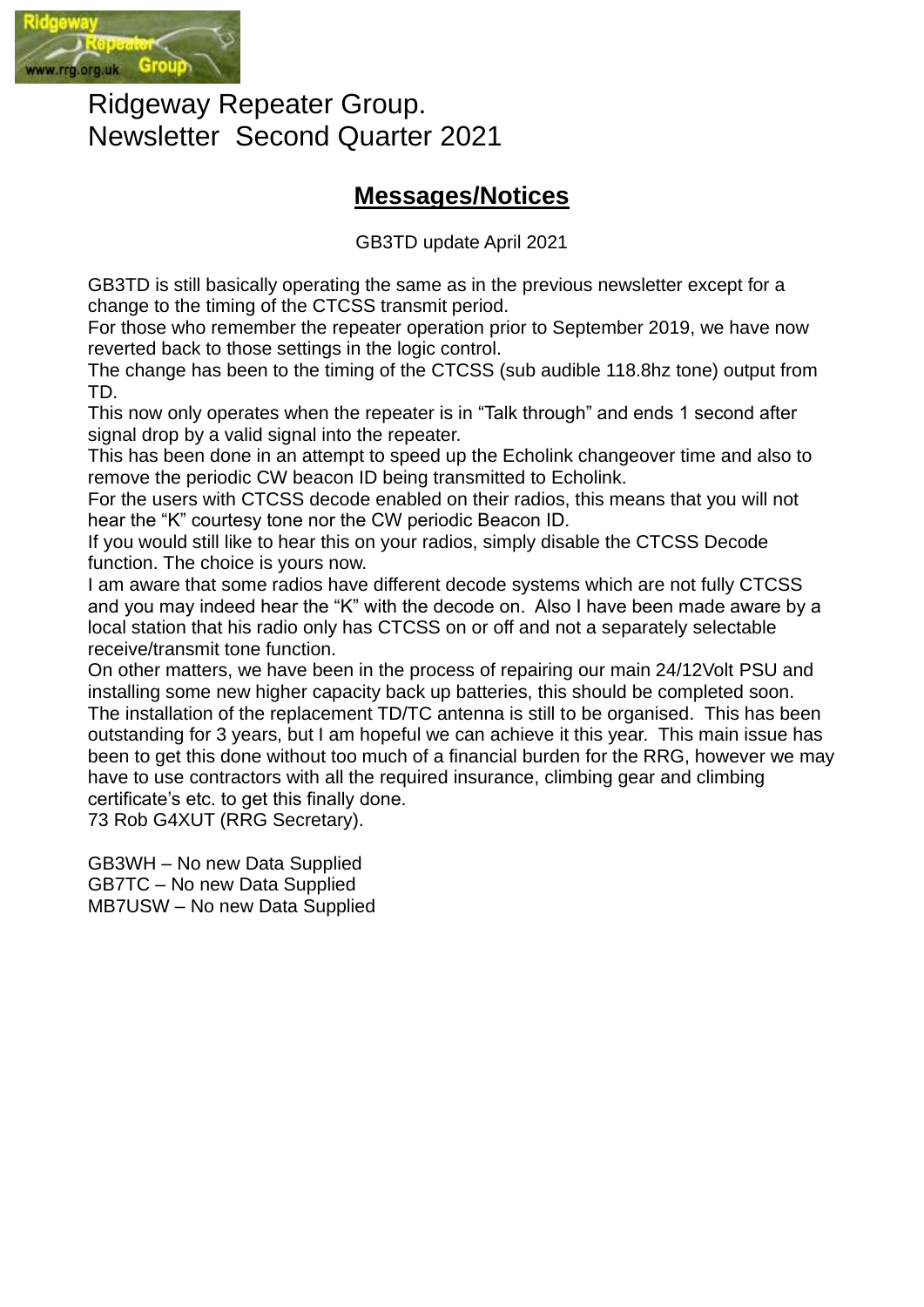# Ridgeway Repeater Group.
# Newsletter Second Quarter 2021

## Messages/Notices

GB3TD update April 2021

GB3TD is still basically operating the same as in the previous newsletter except for a change to the timing of the CTCSS transmit period.
For those who remember the repeater operation prior to September 2019, we have now reverted back to those settings in the logic control.
The change has been to the timing of the CTCSS (sub audible 118.8hz tone) output from TD.
This now only operates when the repeater is in “Talk through” and ends 1 second after signal drop by a valid signal into the repeater.
This has been done in an attempt to speed up the Echolink changeover time and also to remove the periodic CW beacon ID being transmitted to Echolink.
For the users with CTCSS decode enabled on their radios, this means that you will not hear the “K” courtesy tone nor the CW periodic Beacon ID.
If you would still like to hear this on your radios, simply disable the CTCSS Decode function. The choice is yours now.
I am aware that some radios have different decode systems which are not fully CTCSS and you may indeed hear the “K” with the decode on. Also I have been made aware by a local station that his radio only has CTCSS on or off and not a separately selectable receive/transmit tone function.
On other matters, we have been in the process of repairing our main 24/12Volt PSU and installing some new higher capacity back up batteries, this should be completed soon.
The installation of the replacement TD/TC antenna is still to be organised. This has been outstanding for 3 years, but I am hopeful we can achieve it this year. This main issue has been to get this done without too much of a financial burden for the RRG, however we may have to use contractors with all the required insurance, climbing gear and climbing certificate’s etc. to get this finally done.
73 Rob G4XUT (RRG Secretary).

GB3WH – No new Data Supplied
GB7TC – No new Data Supplied
MB7USW – No new Data Supplied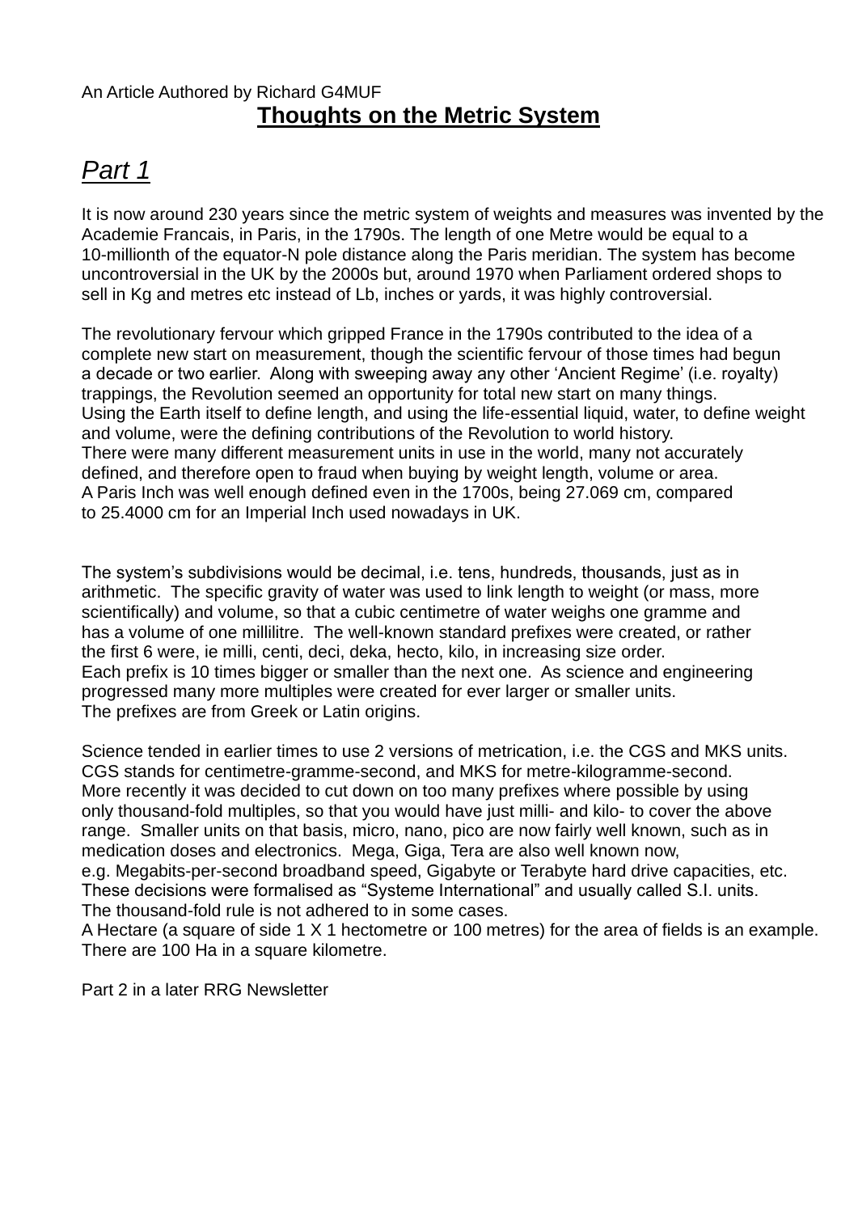An Article Authored by Richard G4MUF

# **Thoughts on the Metric System**

## *Part 1*

It is now around 230 years since the metric system of weights and measures was invented by the Academie Francais, in Paris, in the 1790s. The length of one Metre would be equal to a 10-millionth of the equator-N pole distance along the Paris meridian. The system has become uncontroversial in the UK by the 2000s but, around 1970 when Parliament ordered shops to sell in Kg and metres etc instead of Lb, inches or yards, it was highly controversial.

The revolutionary fervour which gripped France in the 1790s contributed to the idea of a complete new start on measurement, though the scientific fervour of those times had begun a decade or two earlier. Along with sweeping away any other 'Ancient Regime' (i.e. royalty) trappings, the Revolution seemed an opportunity for total new start on many things. Using the Earth itself to define length, and using the life-essential liquid, water, to define weight and volume, were the defining contributions of the Revolution to world history. There were many different measurement units in use in the world, many not accurately defined, and therefore open to fraud when buying by weight length, volume or area. A Paris Inch was well enough defined even in the 1700s, being 27.069 cm, compared to 25.4000 cm for an Imperial Inch used nowadays in UK.

The system's subdivisions would be decimal, i.e. tens, hundreds, thousands, just as in arithmetic. The specific gravity of water was used to link length to weight (or mass, more scientifically) and volume, so that a cubic centimetre of water weighs one gramme and has a volume of one millilitre. The well-known standard prefixes were created, or rather the first 6 were, ie milli, centi, deci, deka, hecto, kilo, in increasing size order. Each prefix is 10 times bigger or smaller than the next one. As science and engineering progressed many more multiples were created for ever larger or smaller units. The prefixes are from Greek or Latin origins.

Science tended in earlier times to use 2 versions of metrication, i.e. the CGS and MKS units. CGS stands for centimetre-gramme-second, and MKS for metre-kilogramme-second. More recently it was decided to cut down on too many prefixes where possible by using only thousand-fold multiples, so that you would have just milli- and kilo- to cover the above range. Smaller units on that basis, micro, nano, pico are now fairly well known, such as in medication doses and electronics. Mega, Giga, Tera are also well known now, e.g. Megabits-per-second broadband speed, Gigabyte or Terabyte hard drive capacities, etc. These decisions were formalised as "Systeme International" and usually called S.I. units. The thousand-fold rule is not adhered to in some cases. A Hectare (a square of side 1 X 1 hectometre or 100 metres) for the area of fields is an example. There are 100 Ha in a square kilometre.

Part 2 in a later RRG Newsletter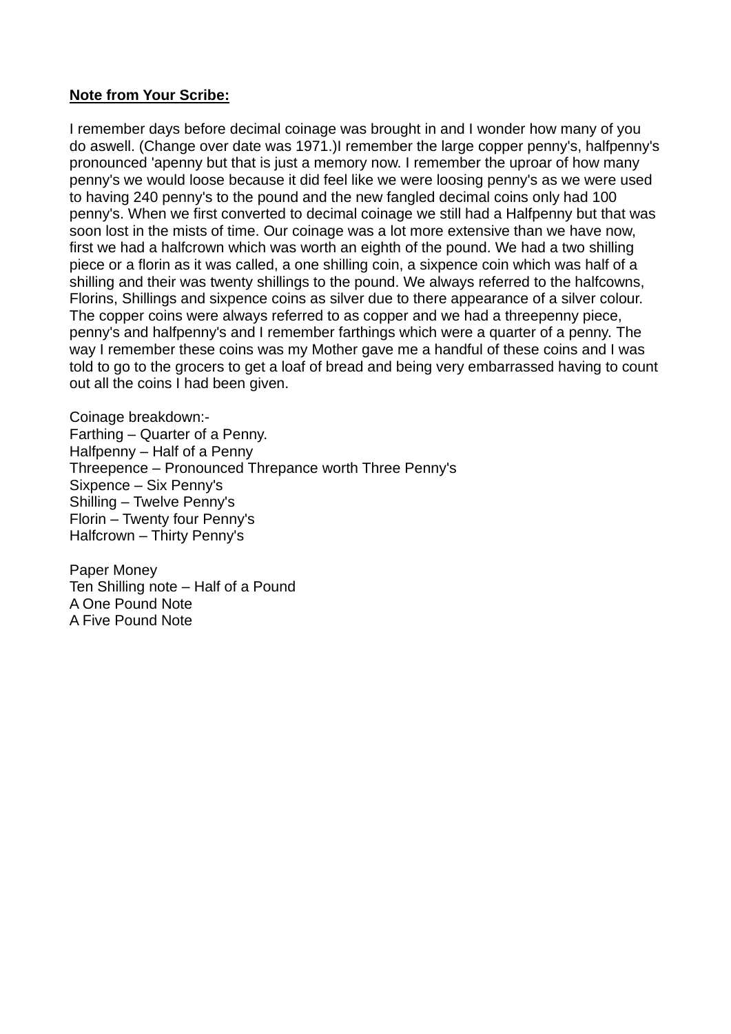**Note from Your Scribe:**

I remember days before decimal coinage was brought in and I wonder how many of you do aswell. (Change over date was 1971.)I remember the large copper penny's, halfpenny's pronounced 'apenny but that is just a memory now. I remember the uproar of how many penny's we would loose because it did feel like we were loosing penny's as we were used to having 240 penny's to the pound and the new fangled decimal coins only had 100 penny's. When we first converted to decimal coinage we still had a Halfpenny but that was soon lost in the mists of time. Our coinage was a lot more extensive than we have now, first we had a halfcrown which was worth an eighth of the pound. We had a two shilling piece or a florin as it was called, a one shilling coin, a sixpence coin which was half of a shilling and their was twenty shillings to the pound. We always referred to the halfcowns, Florins, Shillings and sixpence coins as silver due to there appearance of a silver colour. The copper coins were always referred to as copper and we had a threepenny piece, penny's and halfpenny's and I remember farthings which were a quarter of a penny. The way I remember these coins was my Mother gave me a handful of these coins and I was told to go to the grocers to get a loaf of bread and being very embarrassed having to count out all the coins I had been given.

Coinage breakdown:-
Farthing – Quarter of a Penny.
Halfpenny – Half of a Penny
Threepence – Pronounced Threpance worth Three Penny's
Sixpence – Six Penny's
Shilling – Twelve Penny's
Florin – Twenty four Penny's
Halfcrown – Thirty Penny's

Paper Money
Ten Shilling note – Half of a Pound
A One Pound Note
A Five Pound Note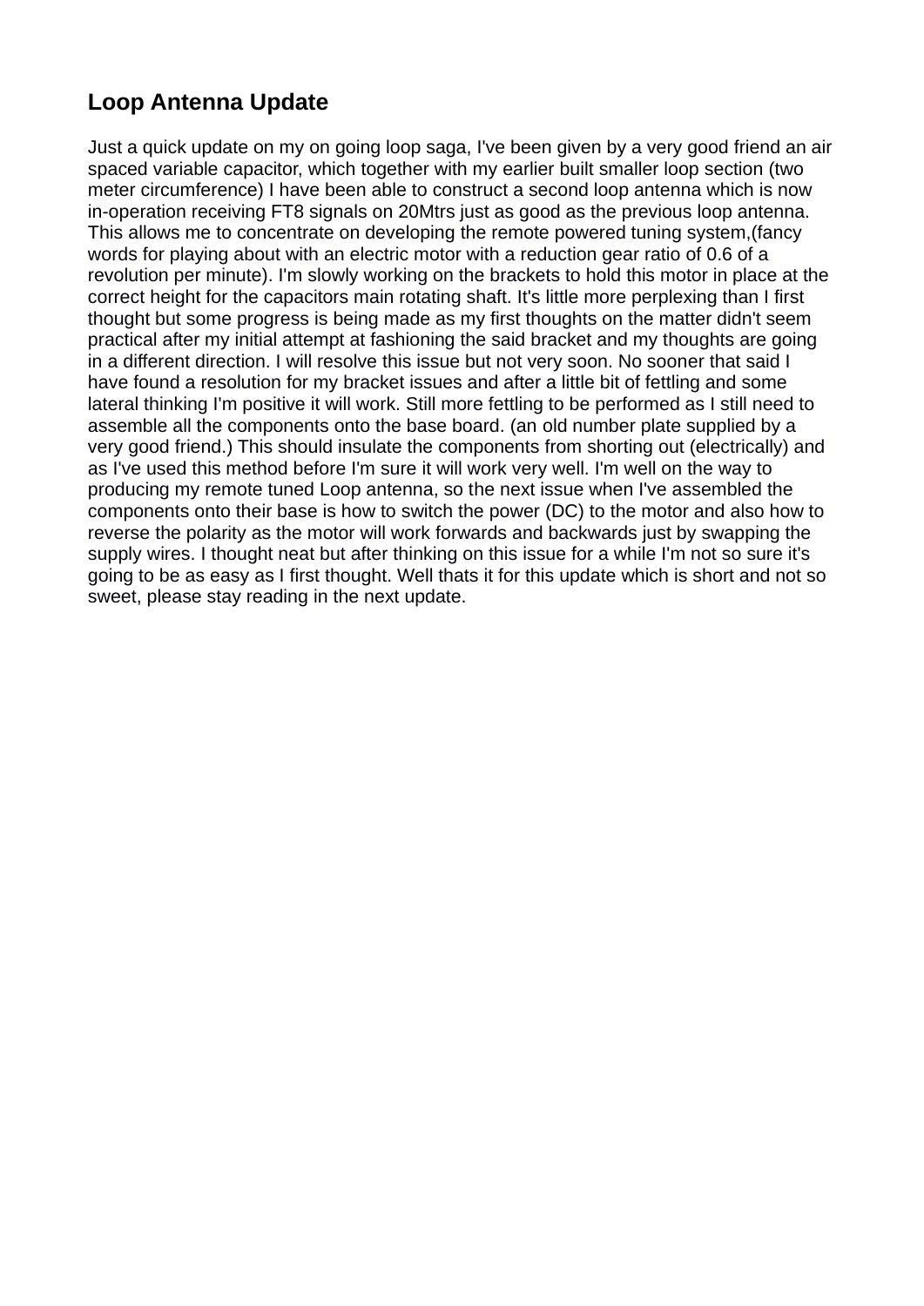## Loop Antenna Update

Just a quick update on my on going loop saga, I've been given by a very good friend an air spaced variable capacitor, which together with my earlier built smaller loop section (two meter circumference) I have been able to construct a second loop antenna which is now in-operation receiving FT8 signals on 20Mtrs just as good as the previous loop antenna. This allows me to concentrate on developing the remote powered tuning system,(fancy words for playing about with an electric motor with a reduction gear ratio of 0.6 of a revolution per minute). I'm slowly working on the brackets to hold this motor in place at the correct height for the capacitors main rotating shaft. It's little more perplexing than I first thought but some progress is being made as my first thoughts on the matter didn't seem practical after my initial attempt at fashioning the said bracket and my thoughts are going in a different direction. I will resolve this issue but not very soon. No sooner that said I have found a resolution for my bracket issues and after a little bit of fettling and some lateral thinking I'm positive it will work. Still more fettling to be performed as I still need to assemble all the components onto the base board. (an old number plate supplied by a very good friend.) This should insulate the components from shorting out (electrically) and as I've used this method before I'm sure it will work very well. I'm well on the way to producing my remote tuned Loop antenna, so the next issue when I've assembled the components onto their base is how to switch the power (DC) to the motor and also how to reverse the polarity as the motor will work forwards and backwards just by swapping the supply wires. I thought neat but after thinking on this issue for a while I'm not so sure it's going to be as easy as I first thought. Well thats it for this update which is short and not so sweet, please stay reading in the next update.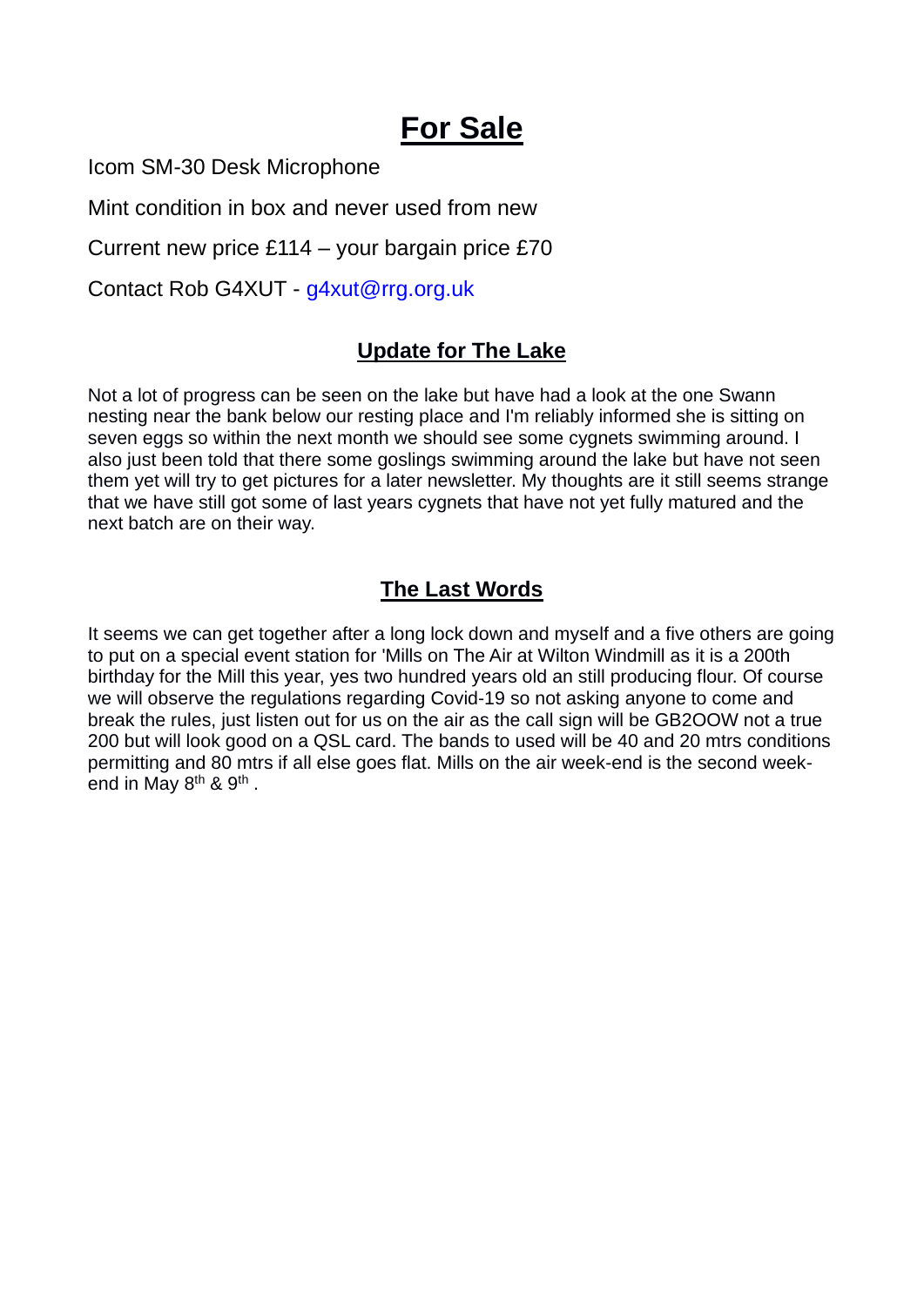# For Sale

Icom SM-30 Desk Microphone

Mint condition in box and never used from new

Current new price £114 – your bargain price £70

Contact Rob G4XUT - g4xut@rrg.org.uk

## Update for The Lake

Not a lot of progress can be seen on the lake but have had a look at the one Swann nesting near the bank below our resting place and I'm reliably informed she is sitting on seven eggs so within the next month we should see some cygnets swimming around. I also just been told that there some goslings swimming around the lake but have not seen them yet will try to get pictures for a later newsletter. My thoughts are it still seems strange that we have still got some of last years cygnets that have not yet fully matured and the next batch are on their way.

## The Last Words

It seems we can get together after a long lock down and myself and a five others are going to put on a special event station for 'Mills on The Air at Wilton Windmill as it is a 200th birthday for the Mill this year, yes two hundred years old an still producing flour. Of course we will observe the regulations regarding Covid-19 so not asking anyone to come and break the rules, just listen out for us on the air as the call sign will be GB2OOW not a true 200 but will look good on a QSL card. The bands to used will be 40 and 20 mtrs conditions permitting and 80 mtrs if all else goes flat. Mills on the air week-end is the second week-end in May 8th & 9th .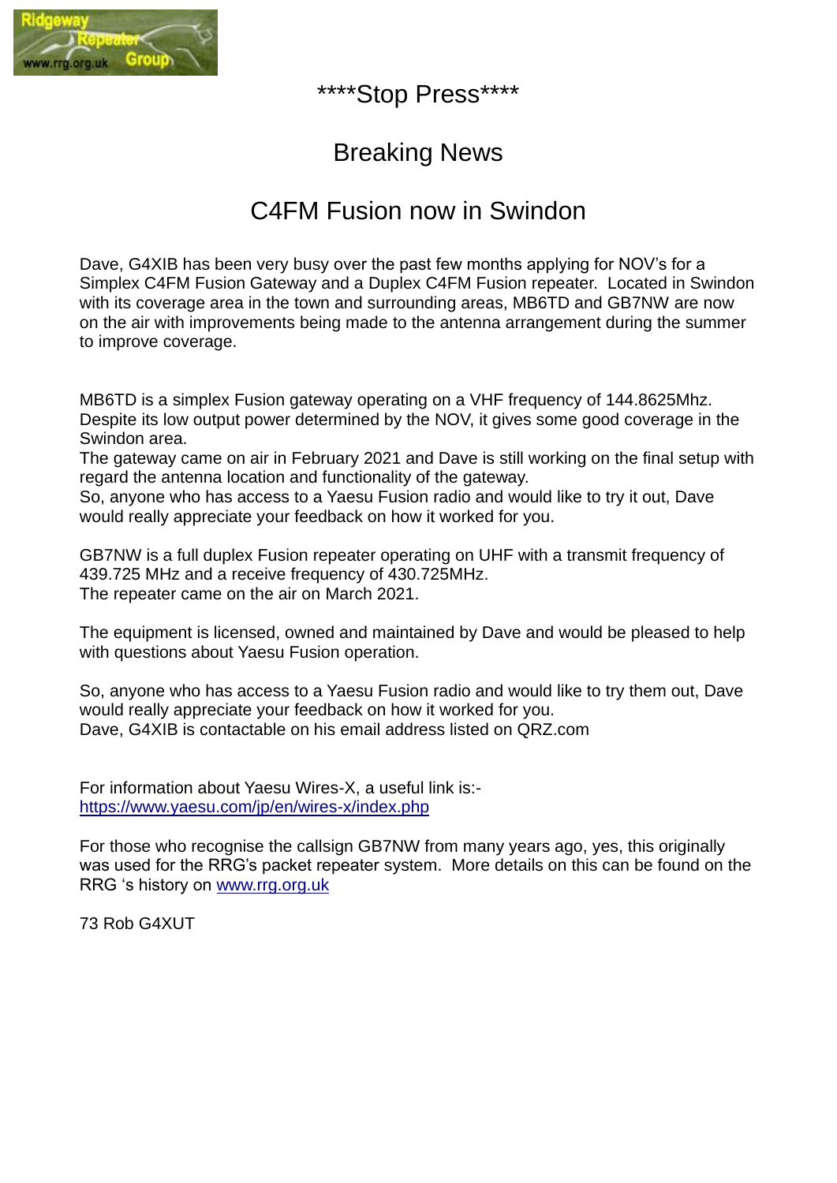# ****Stop Press****

## Breaking News

## C4FM Fusion now in Swindon

Dave, G4XIB has been very busy over the past few months applying for NOV's for a Simplex C4FM Fusion Gateway and a Duplex C4FM Fusion repeater. Located in Swindon with its coverage area in the town and surrounding areas, MB6TD and GB7NW are now on the air with improvements being made to the antenna arrangement during the summer to improve coverage.

MB6TD is a simplex Fusion gateway operating on a VHF frequency of 144.8625Mhz. Despite its low output power determined by the NOV, it gives some good coverage in the Swindon area.
The gateway came on air in February 2021 and Dave is still working on the final setup with regard the antenna location and functionality of the gateway.
So, anyone who has access to a Yaesu Fusion radio and would like to try it out, Dave would really appreciate your feedback on how it worked for you.

GB7NW is a full duplex Fusion repeater operating on UHF with a transmit frequency of 439.725 MHz and a receive frequency of 430.725MHz.
The repeater came on the air on March 2021.

The equipment is licensed, owned and maintained by Dave and would be pleased to help with questions about Yaesu Fusion operation.

So, anyone who has access to a Yaesu Fusion radio and would like to try them out, Dave would really appreciate your feedback on how it worked for you.
Dave, G4XIB is contactable on his email address listed on QRZ.com

For information about Yaesu Wires-X, a useful link is:-
[https://www.yaesu.com/jp/en/wires-x/index.php](https://www.yaesu.com/jp/en/wires-x/index.php)

For those who recognise the callsign GB7NW from many years ago, yes, this originally was used for the RRG's packet repeater system. More details on this can be found on the RRG 's history on [www.rrg.org.uk](http://www.rrg.org.uk)

73 Rob G4XUT